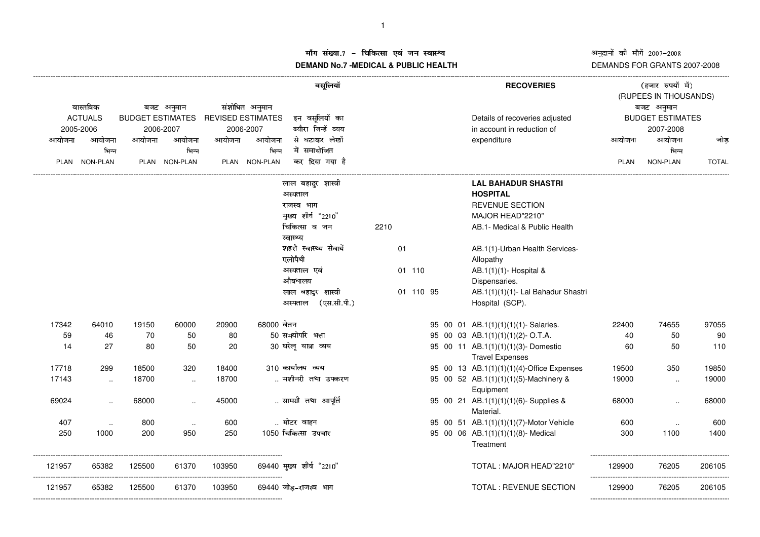**माँग संख्या.7 - चिकित्सा एवं जन स्वास्थ्य**

**DEMAND No.7 -MEDICAL & PUBLIC HEALTH**

अनुदानों की माँगें 2007-2008

DEMANDS FOR GRANTS 2007-2008

वसूलियां **RECOVERIES**

(हजार रुपयों में) (RUPEES IN THOUSANDS)

| वास्तविक ACTUALS 2005-2006 | | बजट अनुमान BUDGET ESTIMATES 2006-2007 | | संशोधित अनुमान REVISED ESTIMATES 2006-2007 | | इन वसूलियों का ब्यौरा जिन्हें व्यय से घटाकर लेखों में समायोजित कर दिया गया है | | Details of recoveries adjusted in account in reduction of expenditure | बजट अनुमान BUDGET ESTIMATES 2007-2008 | | |
|---|---|---|---|---|---|---|---|---|---|---|---|
| आयोजना PLAN | आयोजना भिन्न NON-PLAN | आयोजना PLAN | आयोजना भिन्न NON-PLAN | आयोजना PLAN | आयोजना भिन्न NON-PLAN | | | | आयोजना PLAN | आयोजना भिन्न NON-PLAN | जोड़ TOTAL |
| | | | | | | लाल बहादुर शास्त्री अस्पताल | | **LAL BAHADUR SHASTRI HOSPITAL** | | | |
| | | | | | | राजस्व भाग | | REVENUE SECTION | | | |
| | | | | | | मुख्य शीर्ष "2210" | | MAJOR HEAD"2210" | | | |
| | | | | | | चिकित्सा व जन स्वास्थ्य | 2210 | AB.1- Medical & Public Health | | | |
| | | | | | | शहरी स्वास्थ्य सेवायें एलोपैथी | 01 | AB.1(1)-Urban Health Services-Allopathy | | | |
| | | | | | | अस्पताल एवं औषधालय | 01 110 | AB.1(1)(1)- Hospital & Dispensaries. | | | |
| | | | | | | लाल बहादुर शास्त्री अस्पताल (एस.सी.पी.) | 01 110 95 | AB.1(1)(1)(1)- Lal Bahadur Shastri Hospital (SCP). | | | |
| 17342 | 64010 | 19150 | 60000 | 20900 | 68000 | वेतन | 95 00 01 | AB.1(1)(1)(1)(1)- Salaries. | 22400 | 74655 | 97055 |
| 59 | 46 | 70 | 50 | 80 | 50 | समयोपरि भत्ता | 95 00 03 | AB.1(1)(1)(1)(2)- O.T.A. | 40 | 50 | 90 |
| 14 | 27 | 80 | 50 | 20 | 30 | घरेलू यात्रा व्यय | 95 00 11 | AB.1(1)(1)(1)(3)- Domestic Travel Expenses | 60 | 50 | 110 |
| 17718 | 299 | 18500 | 320 | 18400 | 310 | कार्यालय व्यय | 95 00 13 | AB.1(1)(1)(1)(4)-Office Expenses | 19500 | 350 | 19850 |
| 17143 | .. | 18700 | .. | 18700 | .. | मशीनरी तथा उपकरण | 95 00 52 | AB.1(1)(1)(1)(5)-Machinery & Equipment | 19000 | .. | 19000 |
| 69024 | .. | 68000 | .. | 45000 | .. | सामग्री तथा आपूर्ति | 95 00 21 | AB.1(1)(1)(1)(6)- Supplies & Material. | 68000 | .. | 68000 |
| 407 | .. | 800 | .. | 600 | .. | मोटर वाहन | 95 00 51 | AB.1(1)(1)(1)(7)-Motor Vehicle | 600 | .. | 600 |
| 250 | 1000 | 200 | 950 | 250 | 1050 | चिकित्सा उपचार | 95 00 06 | AB.1(1)(1)(1)(8)- Medical Treatment | 300 | 1100 | 1400 |
| 121957 | 65382 | 125500 | 61370 | 103950 | 69440 | मुख्य शीर्ष "2210" | | TOTAL : MAJOR HEAD"2210" | 129900 | 76205 | 206105 |
| 121957 | 65382 | 125500 | 61370 | 103950 | 69440 | जोड़-राजस्व भाग | | TOTAL : REVENUE SECTION | 129900 | 76205 | 206105 |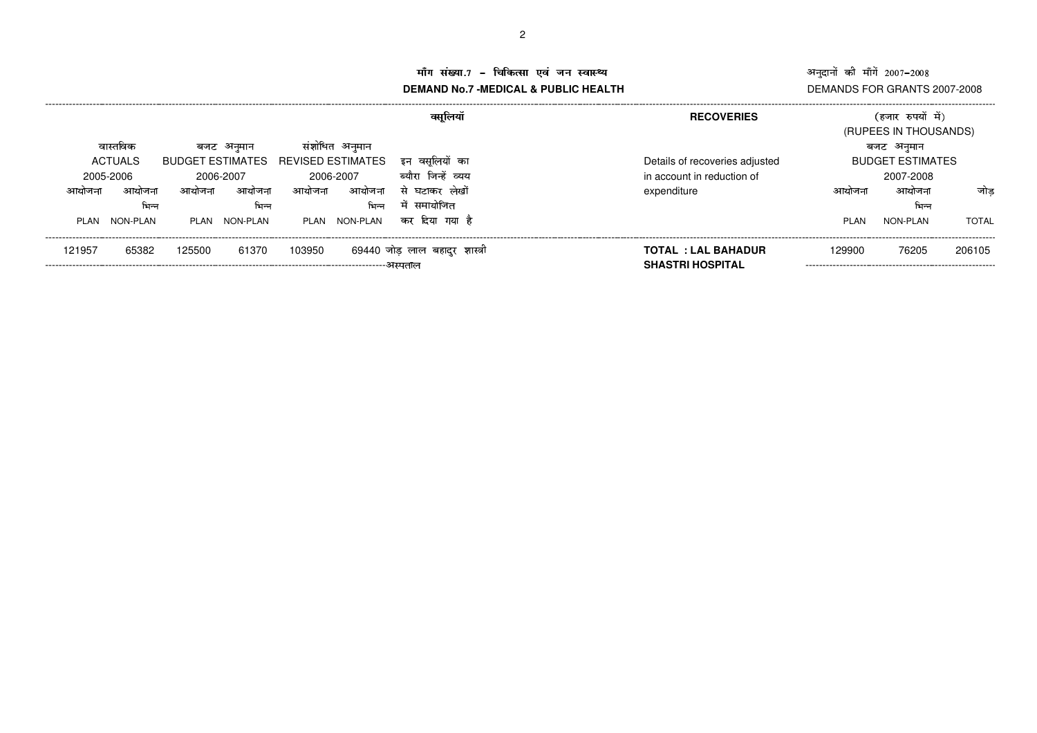**माँग संख्या.7 – चिकित्सा एवं जन स्वास्थ्य**

**DEMAND No.7 -MEDICAL & PUBLIC HEALTH**

अनुदानों की माँगें 2007–2008

DEMANDS FOR GRANTS 2007-2008

**वसूलियाँ** **RECOVERIES**

(हजार रुपयों में)
(RUPEES IN THOUSANDS)

| वास्तविक ACTUALS 2005-2006 | | बजट अनुमान BUDGET ESTIMATES 2006-2007 | | संशोधित अनुमान REVISED ESTIMATES 2006-2007 | | इन वसूलियों का ब्यौरा जिन्हें व्यय से घटाकर लेखों में समायोजित कर दिया गया है | Details of recoveries adjusted in account in reduction of expenditure | बजट अनुमान BUDGET ESTIMATES 2007-2008 | | |
|---|---|---|---|---|---|---|---|---|---|---|
| आयोजना PLAN | आयोजना भिन्न NON-PLAN | आयोजना PLAN | आयोजना भिन्न NON-PLAN | आयोजना PLAN | आयोजना भिन्न NON-PLAN | | | आयोजना PLAN | आयोजना भिन्न NON-PLAN | जोड़ TOTAL |
| 121957 | 65382 | 125500 | 61370 | 103950 | 69440 | जोड़ लाल बहादुर शास्त्री अस्पताल | **TOTAL : LAL BAHADUR SHASTRI HOSPITAL** | 129900 | 76205 | 206105 |